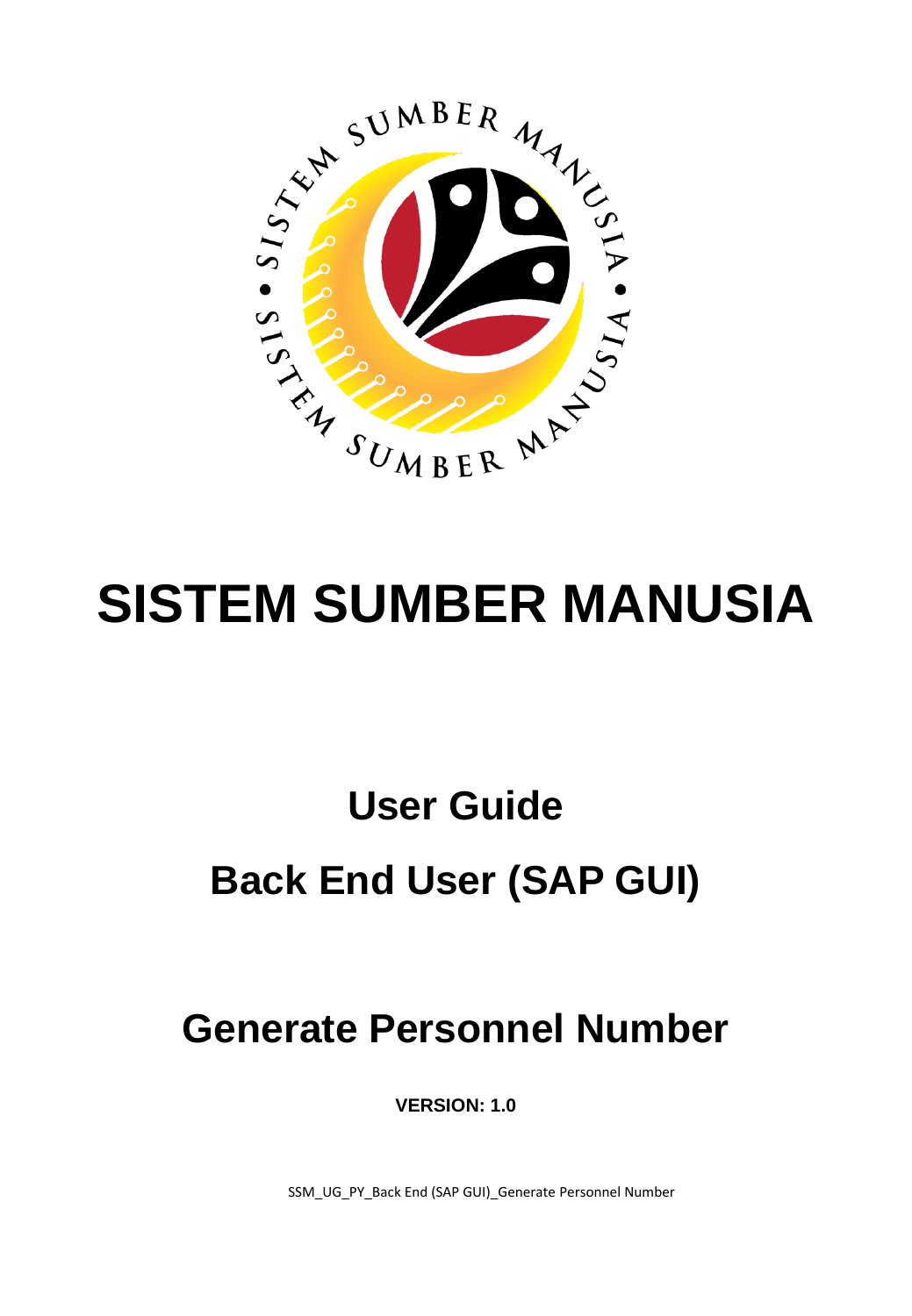# SISTEM SUMBER MANUSIA

## User Guide

## Back End User (SAP GUI)

## Generate Personnel Number

**VERSION: 1.0**

SSM_UG_PY_Back End (SAP GUI)_Generate Personnel Number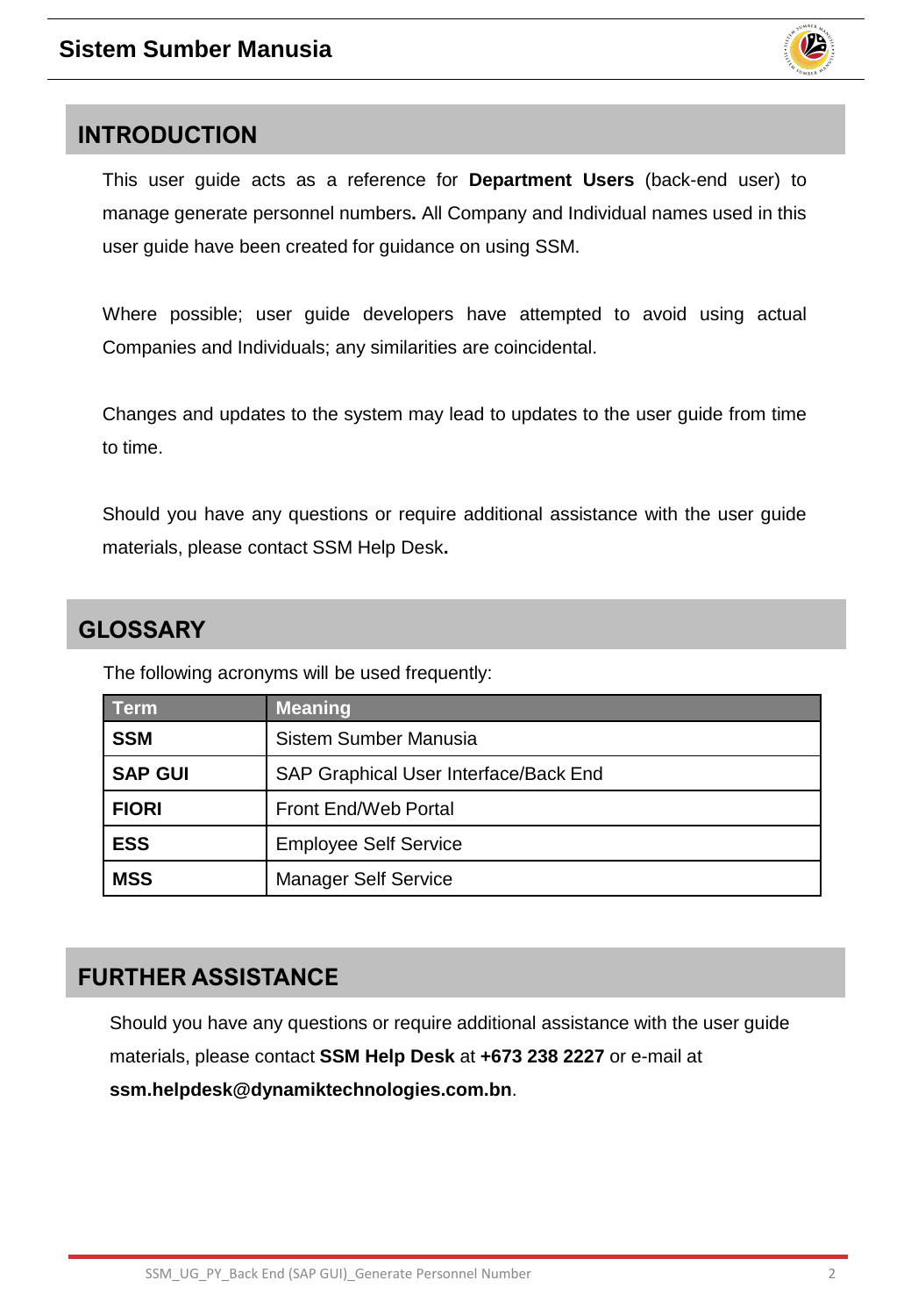## INTRODUCTION

This user guide acts as a reference for **Department Users** (back-end user) to manage generate personnel numbers**.** All Company and Individual names used in this user guide have been created for guidance on using SSM.

Where possible; user guide developers have attempted to avoid using actual Companies and Individuals; any similarities are coincidental.

Changes and updates to the system may lead to updates to the user guide from time to time.

Should you have any questions or require additional assistance with the user guide materials, please contact SSM Help Desk**.**

## GLOSSARY

The following acronyms will be used frequently:

| Term | Meaning |
|---|---|
| **SSM** | Sistem Sumber Manusia |
| **SAP GUI** | SAP Graphical User Interface/Back End |
| **FIORI** | Front End/Web Portal |
| **ESS** | Employee Self Service |
| **MSS** | Manager Self Service |

## FURTHER ASSISTANCE

Should you have any questions or require additional assistance with the user guide materials, please contact **SSM Help Desk** at **+673 238 2227** or e-mail at **ssm.helpdesk@dynamiktechnologies.com.bn**.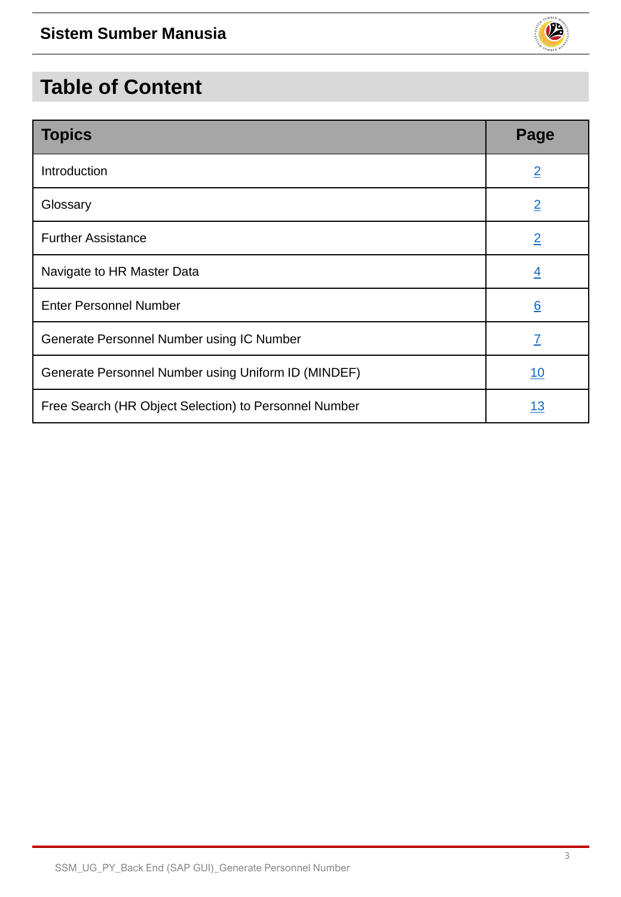# Table of Content

| Topics | Page |
|---|---|
| Introduction | 2 |
| Glossary | 2 |
| Further Assistance | 2 |
| Navigate to HR Master Data | 4 |
| Enter Personnel Number | 6 |
| Generate Personnel Number using IC Number | 7 |
| Generate Personnel Number using Uniform ID (MINDEF) | 10 |
| Free Search (HR Object Selection) to Personnel Number | 13 |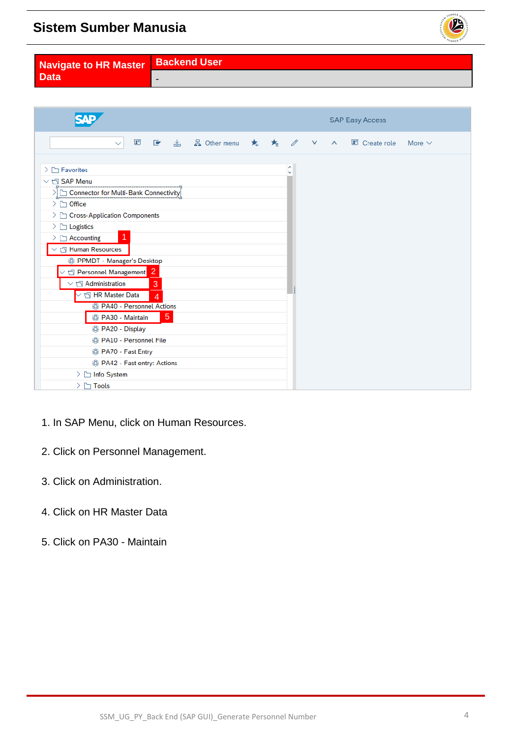| Navigate to HR Master Data | Backend User |
| --- | --- |
| | - |

1. In SAP Menu, click on Human Resources.

2. Click on Personnel Management.

3. Click on Administration.

4. Click on HR Master Data

5. Click on PA30 - Maintain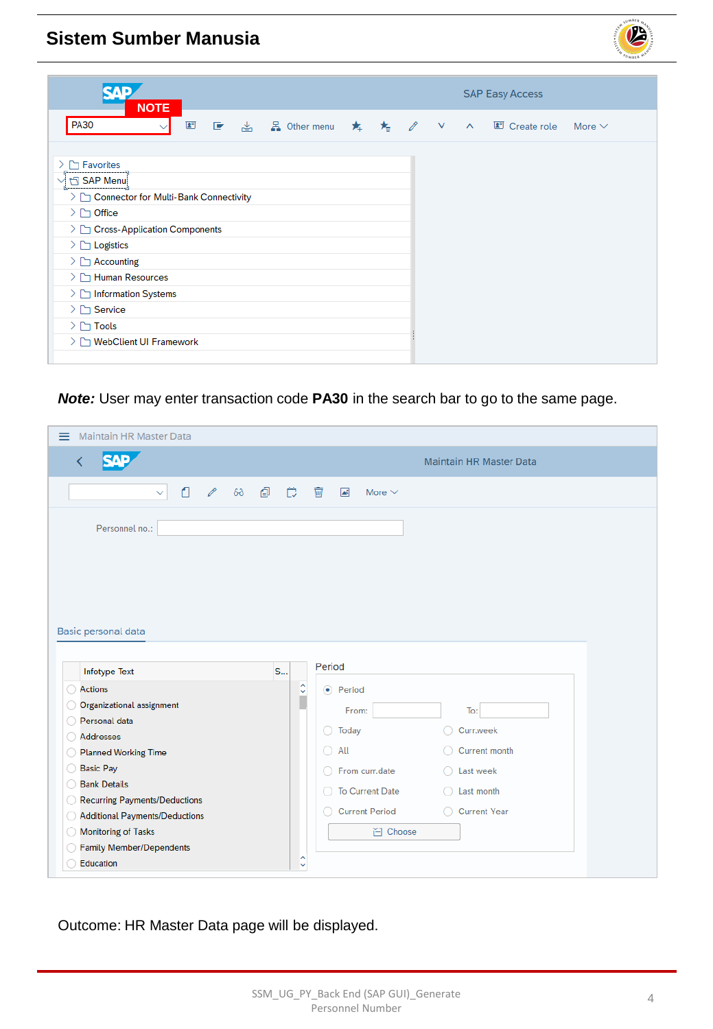**Note:** User may enter transaction code **PA30** in the search bar to go to the same page.

Outcome: HR Master Data page will be displayed.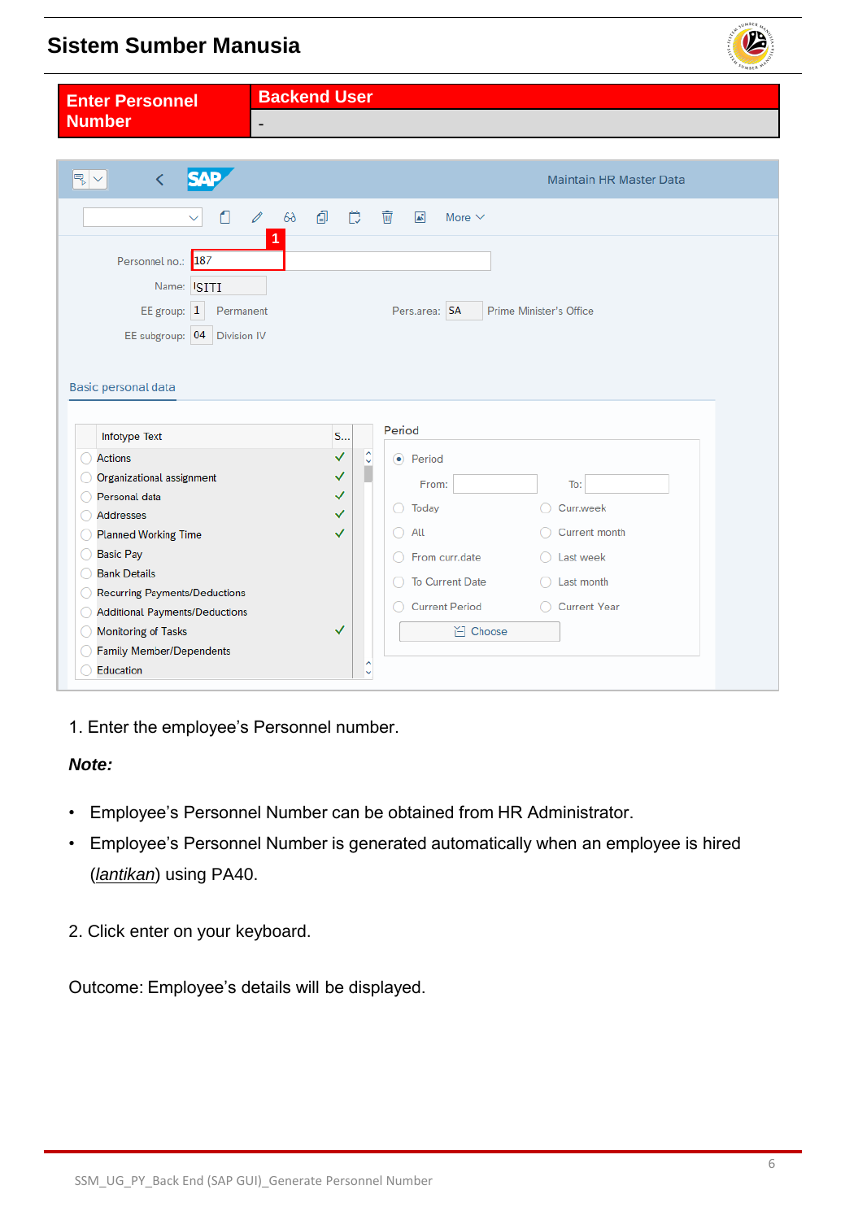| Enter Personnel Number | Backend User |
|---|---|
| | - |

1. Enter the employee's Personnel number.

***Note:***

- Employee's Personnel Number can be obtained from HR Administrator.
- Employee's Personnel Number is generated automatically when an employee is hired (*lantikan*) using PA40.

2. Click enter on your keyboard.

Outcome: Employee's details will be displayed.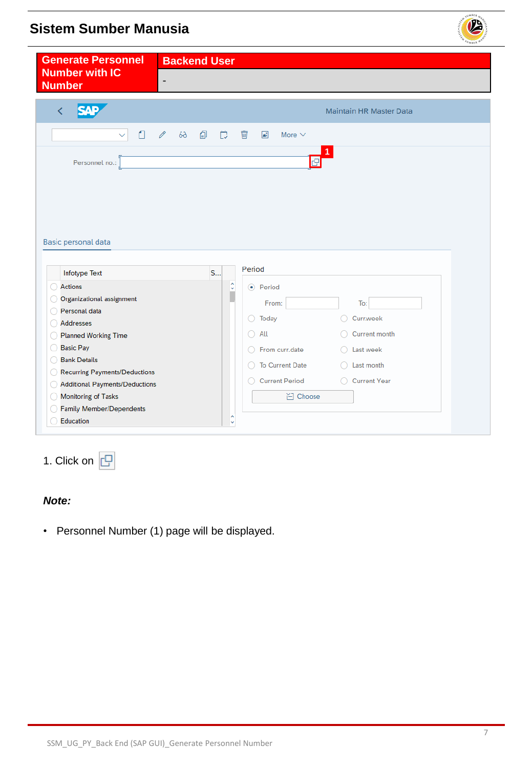| Generate Personnel Number with IC Number | Backend User |
| --- | --- |
| | - |

Maintain HR Master Data

More

Personnel no.:

1

Basic personal data

| Infotype Text | S... |
| --- | --- |
| Actions | |
| Organizational assignment | |
| Personal data | |
| Addresses | |
| Planned Working Time | |
| Basic Pay | |
| Bank Details | |
| Recurring Payments/Deductions | |
| Additional Payments/Deductions | |
| Monitoring of Tasks | |
| Family Member/Dependents | |
| Education | |

Period

- Period
- From: To:
- Today
- Curr.week
- All
- Current month
- From curr.date
- Last week
- To Current Date
- Last month
- Current Period
- Current Year

Choose

1. Click on

***Note:***

- Personnel Number (1) page will be displayed.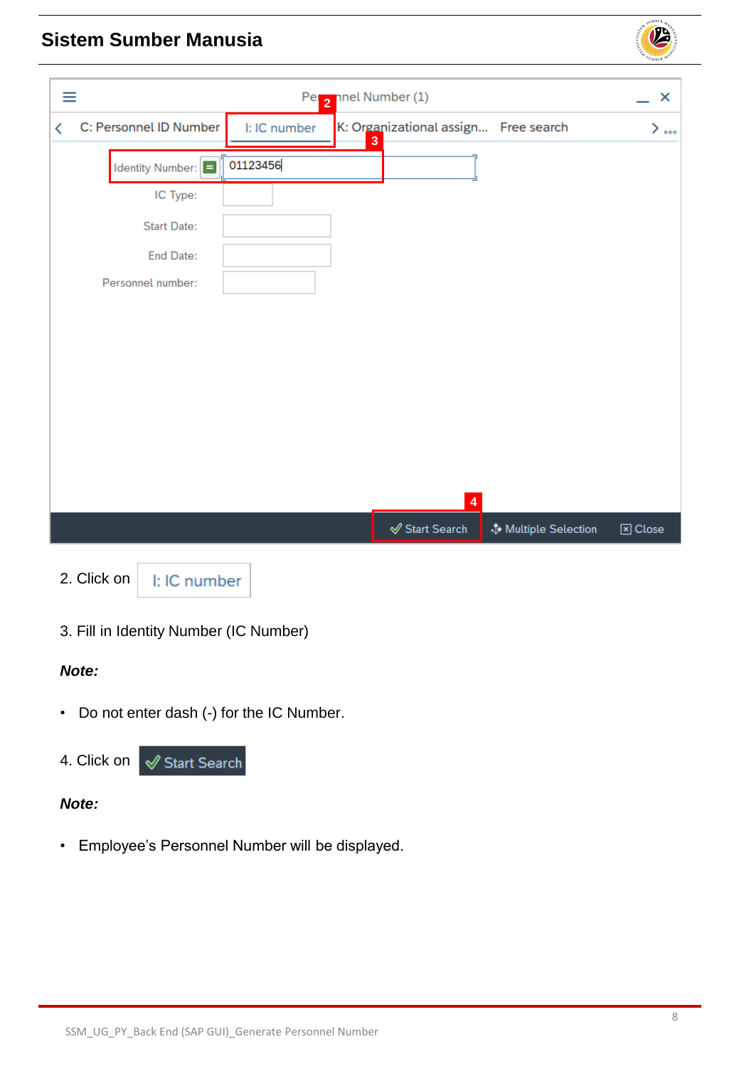2. Click on I: IC number

3. Fill in Identity Number (IC Number)

***Note:***

- Do not enter dash (-) for the IC Number.

4. Click on Start Search

***Note:***

- Employee's Personnel Number will be displayed.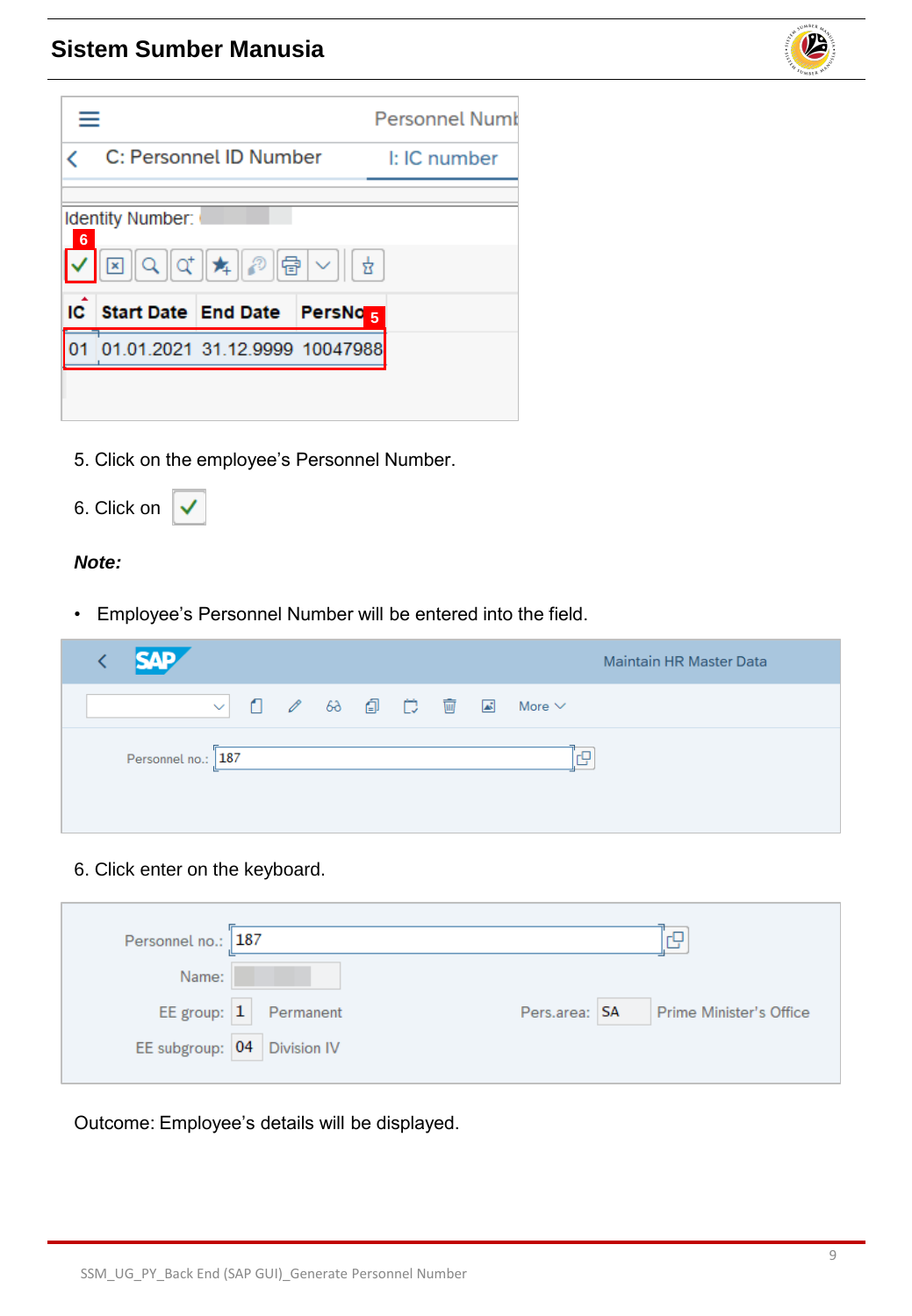5. Click on the employee's Personnel Number.

6. Click on ✓

***Note:***

- Employee's Personnel Number will be entered into the field.

6. Click enter on the keyboard.

Outcome: Employee's details will be displayed.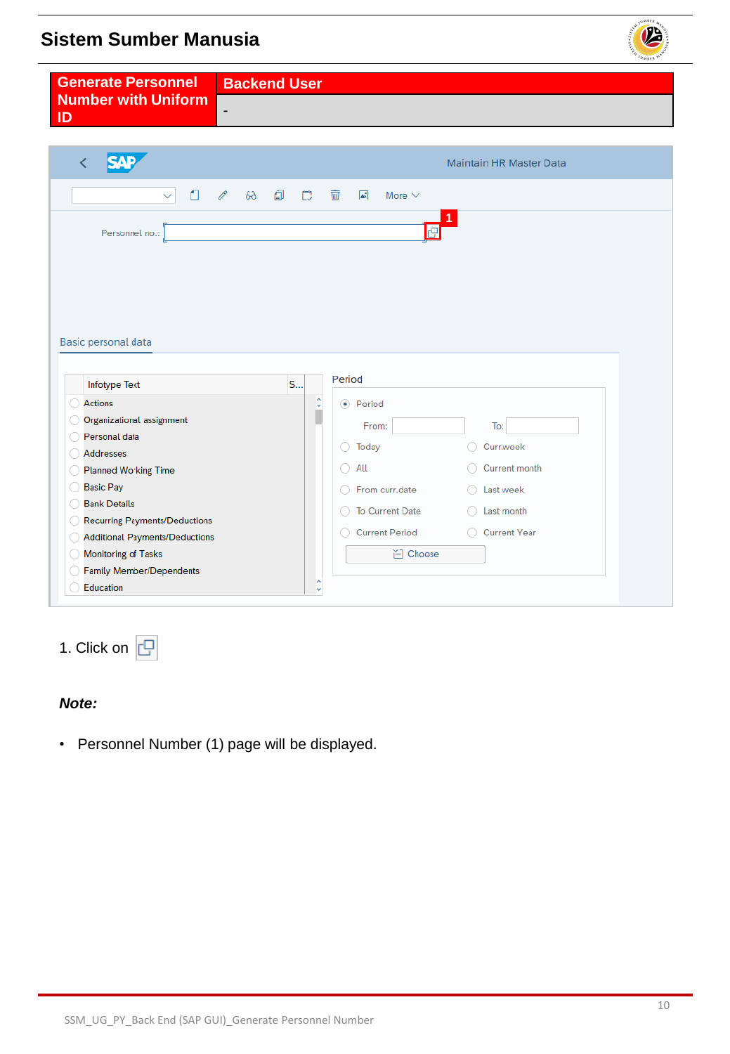| Generate Personnel Number with Uniform ID | Backend User |
|---|---|
| | - |

1. Click on 

***Note:***

- Personnel Number (1) page will be displayed.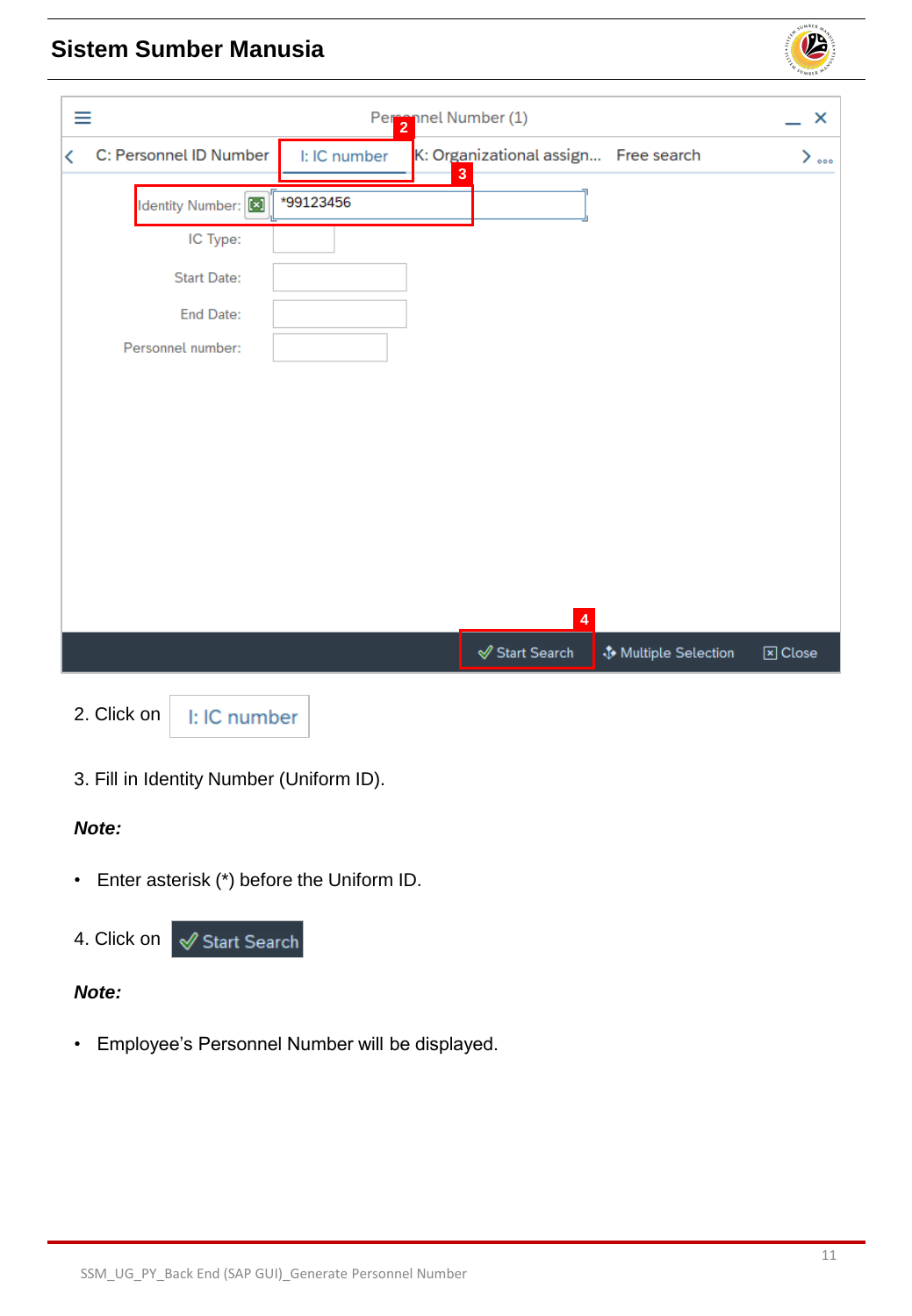2. Click on I: IC number

3. Fill in Identity Number (Uniform ID).

***Note:***

- Enter asterisk (*) before the Uniform ID.

4. Click on Start Search

***Note:***

- Employee's Personnel Number will be displayed.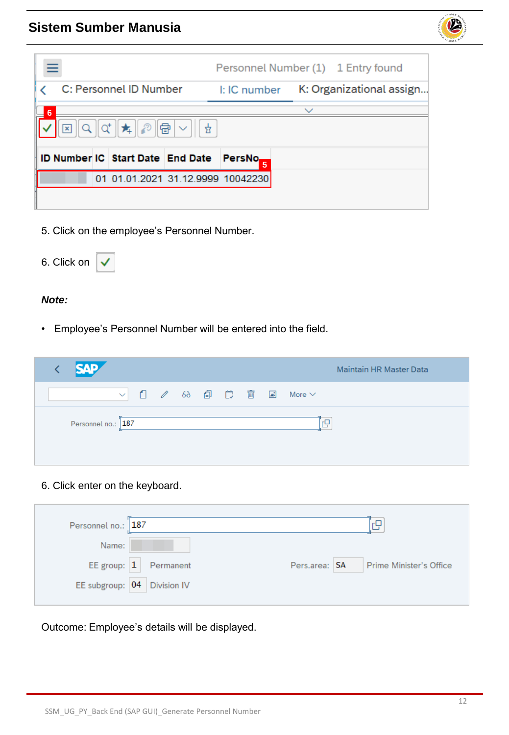5. Click on the employee's Personnel Number.

6. Click on ✓

***Note:***

- Employee's Personnel Number will be entered into the field.

6. Click enter on the keyboard.

Outcome: Employee's details will be displayed.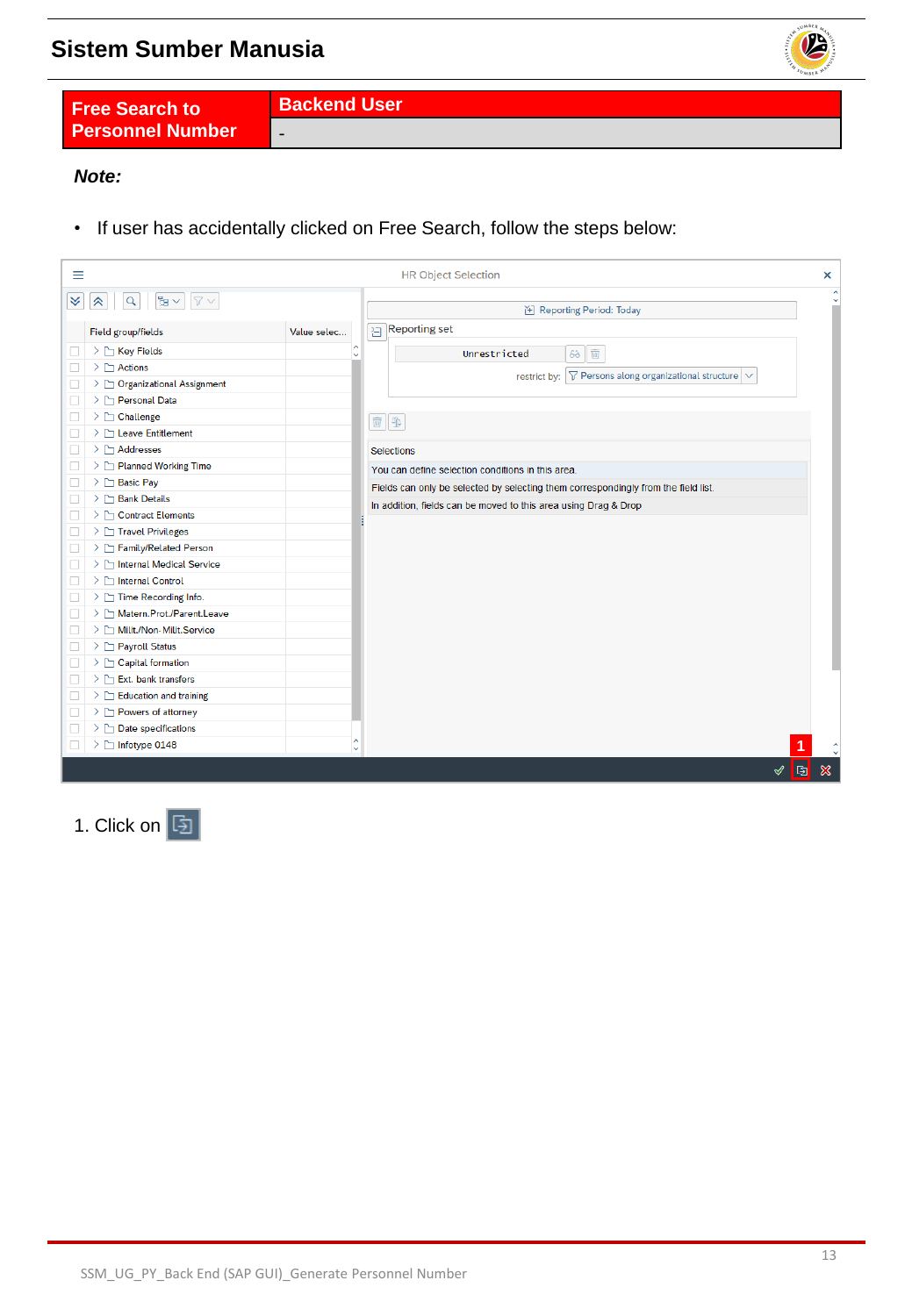| Free Search to Personnel Number | Backend User |
|---|---|
| | - |

***Note:***

- If user has accidentally clicked on Free Search, follow the steps below:

1. Click on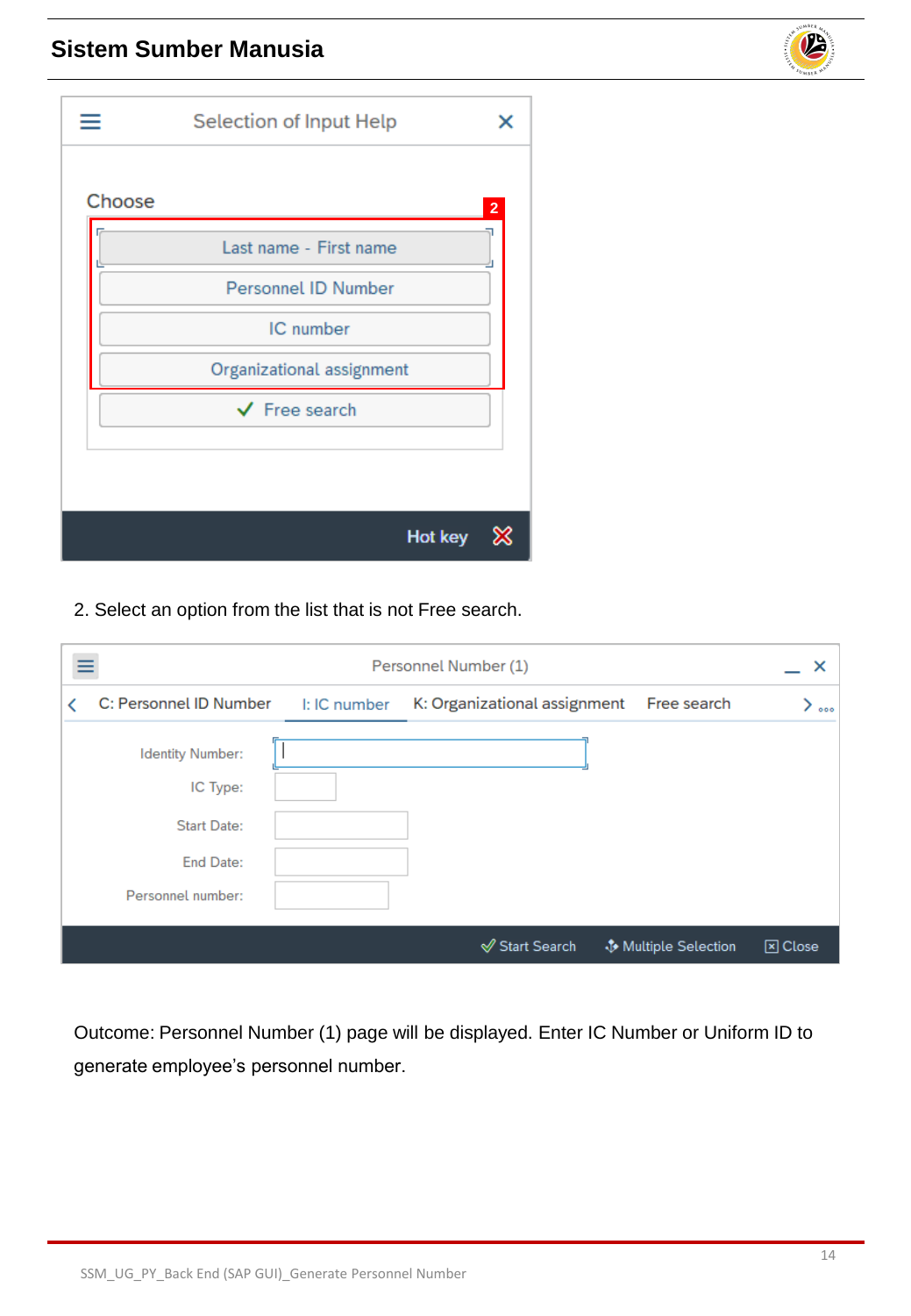Selection of Input Help

Choose

Last name - First name

Personnel ID Number

IC number

Organizational assignment

Free search

Hot key

2. Select an option from the list that is not Free search.

Personnel Number (1)

C: Personnel ID Number | I: IC number | K: Organizational assignment | Free search

Identity Number:

IC Type:

Start Date:

End Date:

Personnel number:

Start Search | Multiple Selection | Close

Outcome: Personnel Number (1) page will be displayed. Enter IC Number or Uniform ID to generate employee's personnel number.